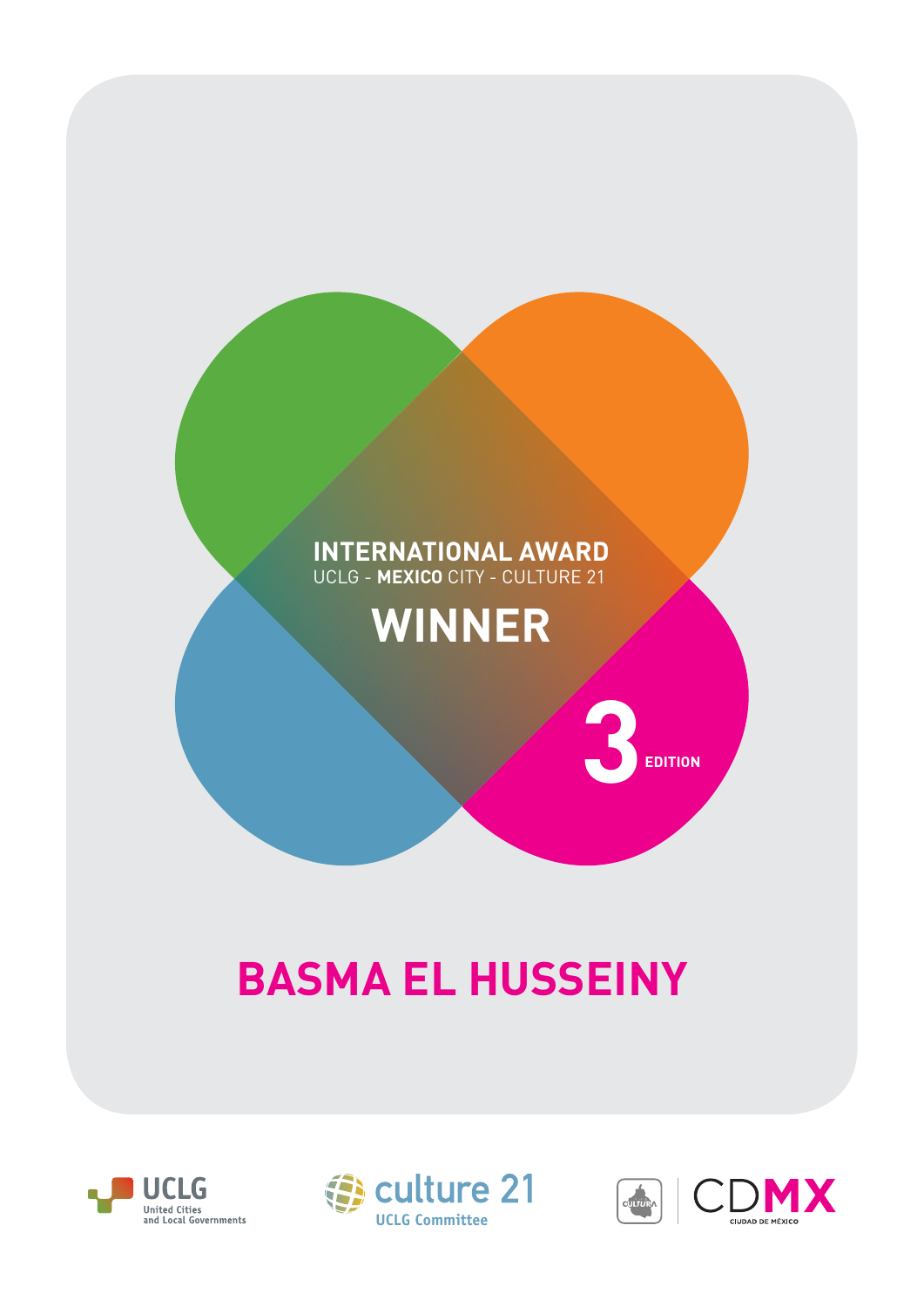**INTERNATIONAL AWARD**
UCLG - **MEXICO** CITY - CULTURE 21

# WINNER

**3** EDITION

# BASMA EL HUSSEINY

UCLG United Cities and Local Governments

culture 21 UCLG Committee

CULTURA | CDMX CIUDAD DE MÉXICO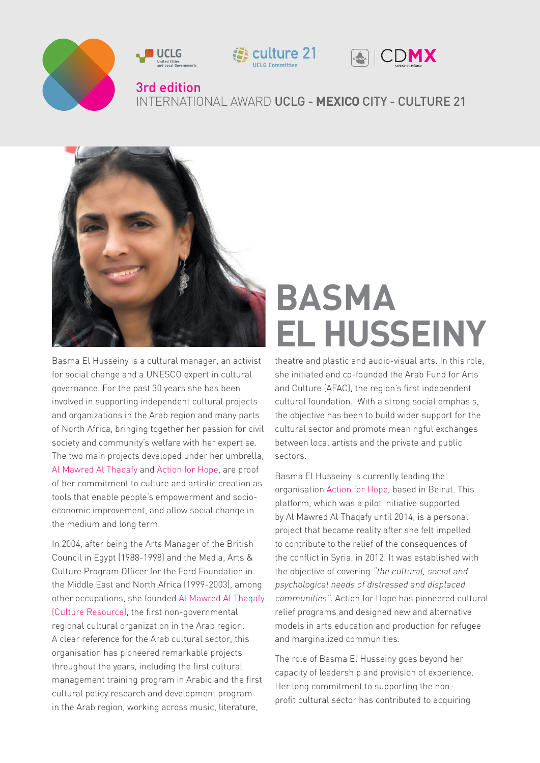3rd edition
INTERNATIONAL AWARD **UCLG - MEXICO CITY - CULTURE 21**

# BASMA EL HUSSEINY

Basma El Husseiny is a cultural manager, an activist for social change and a UNESCO expert in cultural governance. For the past 30 years she has been involved in supporting independent cultural projects and organizations in the Arab region and many parts of North Africa, bringing together her passion for civil society and community's welfare with her expertise. The two main projects developed under her umbrella, Al Mawred Al Thaqafy and Action for Hope, are proof of her commitment to culture and artistic creation as tools that enable people's empowerment and socio-economic improvement, and allow social change in the medium and long term.

In 2004, after being the Arts Manager of the British Council in Egypt (1988-1998) and the Media, Arts & Culture Program Officer for the Ford Foundation in the Middle East and North Africa (1999-2003), among other occupations, she founded Al Mawred Al Thaqafy (Culture Resource), the first non-governmental regional cultural organization in the Arab region. A clear reference for the Arab cultural sector, this organisation has pioneered remarkable projects throughout the years, including the first cultural management training program in Arabic and the first cultural policy research and development program in the Arab region, working across music, literature, theatre and plastic and audio-visual arts. In this role, she initiated and co-founded the Arab Fund for Arts and Culture (AFAC), the region's first independent cultural foundation. With a strong social emphasis, the objective has been to build wider support for the cultural sector and promote meaningful exchanges between local artists and the private and public sectors.

Basma El Husseiny is currently leading the organisation Action for Hope, based in Beirut. This platform, which was a pilot initiative supported by Al Mawred Al Thaqafy until 2014, is a personal project that became reality after she felt impelled to contribute to the relief of the consequences of the conflict in Syria, in 2012. It was established with the objective of covering *"the cultural, social and psychological needs of distressed and displaced communities"*. Action for Hope has pioneered cultural relief programs and designed new and alternative models in arts education and production for refugee and marginalized communities.

The role of Basma El Husseiny goes beyond her capacity of leadership and provision of experience. Her long commitment to supporting the non-profit cultural sector has contributed to acquiring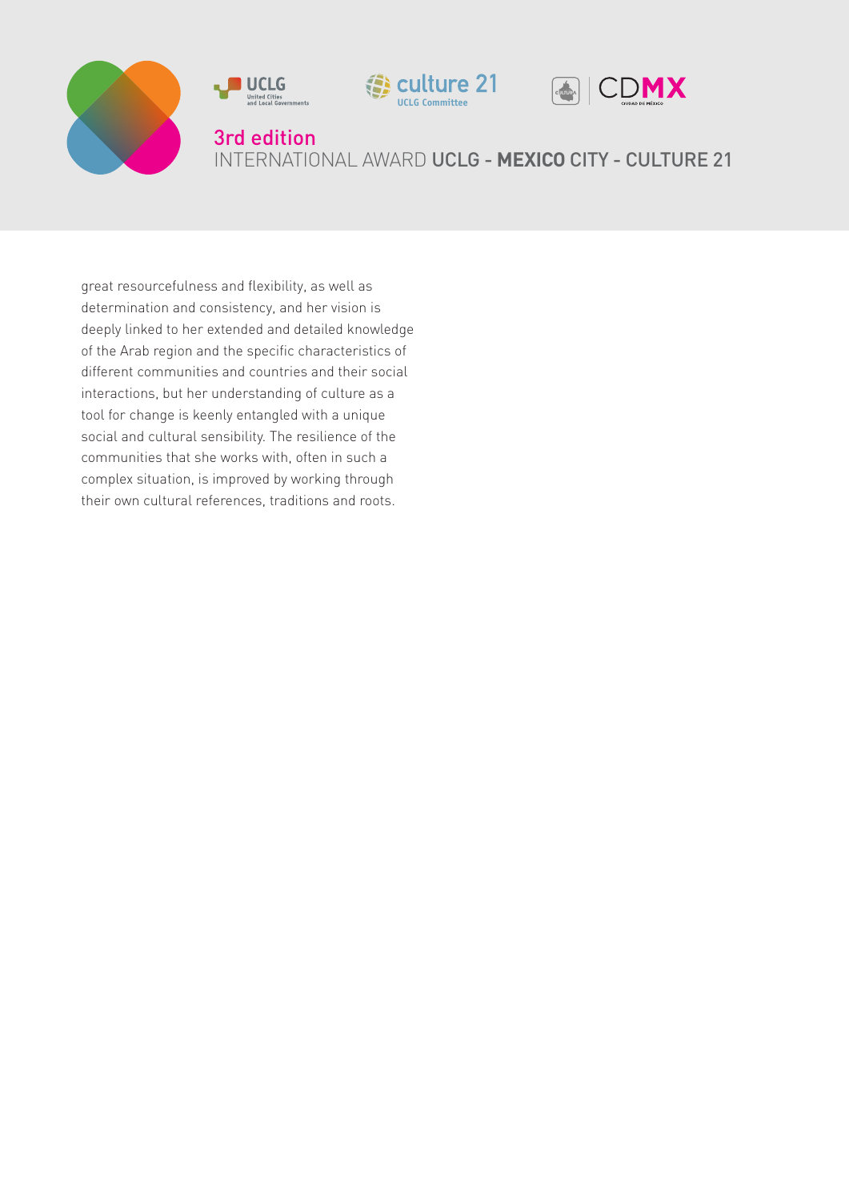great resourcefulness and flexibility, as well as determination and consistency, and her vision is deeply linked to her extended and detailed knowledge of the Arab region and the specific characteristics of different communities and countries and their social interactions, but her understanding of culture as a tool for change is keenly entangled with a unique social and cultural sensibility. The resilience of the communities that she works with, often in such a complex situation, is improved by working through their own cultural references, traditions and roots.